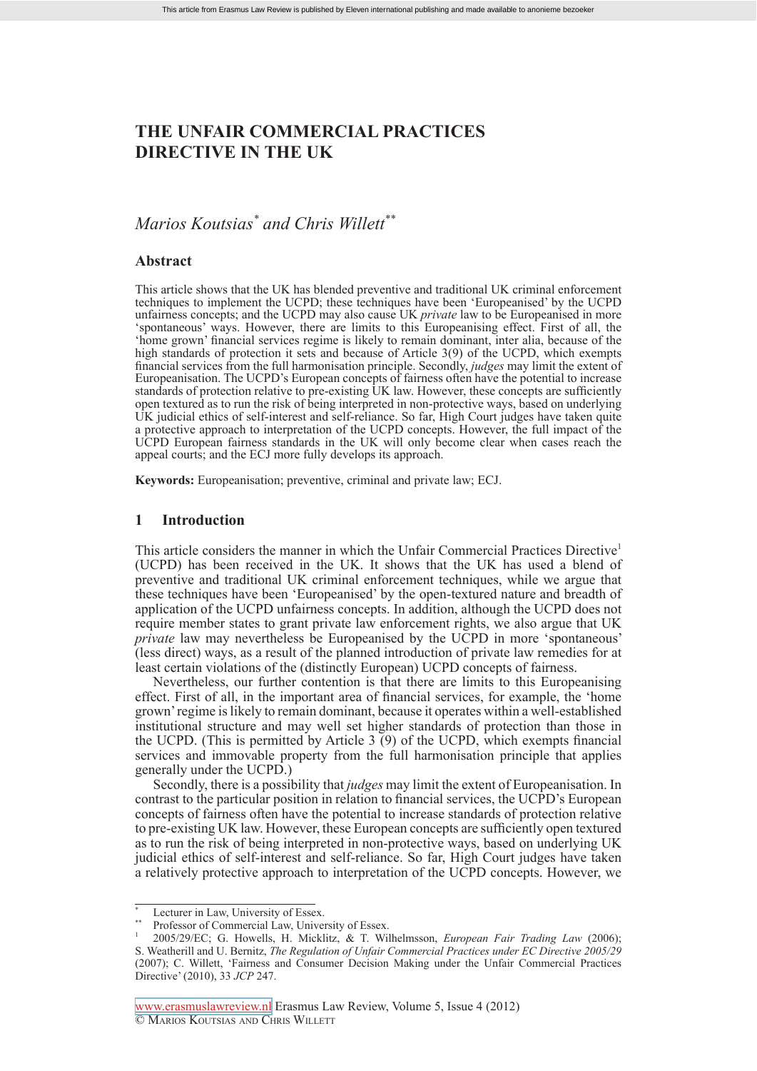# THE UNFAIR COMMERCIAL PRACTICES DIRECTIVE IN THE UK

*Marios Koutsias*[*] *and Chris Willett*[**]

## Abstract

This article shows that the UK has blended preventive and traditional UK criminal enforcement techniques to implement the UCPD; these techniques have been 'Europeanised' by the UCPD unfairness concepts; and the UCPD may also cause UK *private* law to be Europeanised in more 'spontaneous' ways. However, there are limits to this Europeanising effect. First of all, the 'home grown' financial services regime is likely to remain dominant, inter alia, because of the high standards of protection it sets and because of Article 3(9) of the UCPD, which exempts financial services from the full harmonisation principle. Secondly, *judges* may limit the extent of Europeanisation. The UCPD's European concepts of fairness often have the potential to increase standards of protection relative to pre-existing UK law. However, these concepts are sufficiently open textured as to run the risk of being interpreted in non-protective ways, based on underlying UK judicial ethics of self-interest and self-reliance. So far, High Court judges have taken quite a protective approach to interpretation of the UCPD concepts. However, the full impact of the UCPD European fairness standards in the UK will only become clear when cases reach the appeal courts; and the ECJ more fully develops its approach.

**Keywords:** Europeanisation; preventive, criminal and private law; ECJ.

## 1 Introduction

This article considers the manner in which the Unfair Commercial Practices Directive[1] (UCPD) has been received in the UK. It shows that the UK has used a blend of preventive and traditional UK criminal enforcement techniques, while we argue that these techniques have been 'Europeanised' by the open-textured nature and breadth of application of the UCPD unfairness concepts. In addition, although the UCPD does not require member states to grant private law enforcement rights, we also argue that UK *private* law may nevertheless be Europeanised by the UCPD in more 'spontaneous' (less direct) ways, as a result of the planned introduction of private law remedies for at least certain violations of the (distinctly European) UCPD concepts of fairness.

Nevertheless, our further contention is that there are limits to this Europeanising effect. First of all, in the important area of financial services, for example, the 'home grown' regime is likely to remain dominant, because it operates within a well-established institutional structure and may well set higher standards of protection than those in the UCPD. (This is permitted by Article 3 (9) of the UCPD, which exempts financial services and immovable property from the full harmonisation principle that applies generally under the UCPD.)

Secondly, there is a possibility that *judges* may limit the extent of Europeanisation. In contrast to the particular position in relation to financial services, the UCPD's European concepts of fairness often have the potential to increase standards of protection relative to pre-existing UK law. However, these European concepts are sufficiently open textured as to run the risk of being interpreted in non-protective ways, based on underlying UK judicial ethics of self-interest and self-reliance. So far, High Court judges have taken a relatively protective approach to interpretation of the UCPD concepts. However, we

---

[*] Lecturer in Law, University of Essex.

[**] Professor of Commercial Law, University of Essex.

[1] 2005/29/EC; G. Howells, H. Micklitz, & T. Wilhelmsson, *European Fair Trading Law* (2006); S. Weatherill and U. Bernitz, *The Regulation of Unfair Commercial Practices under EC Directive 2005/29* (2007); C. Willett, 'Fairness and Consumer Decision Making under the Unfair Commercial Practices Directive' (2010), 33 *JCP* 247.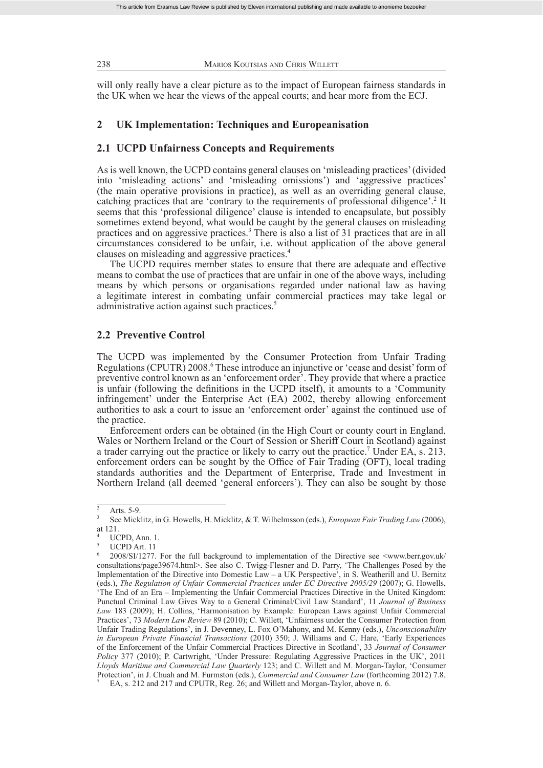will only really have a clear picture as to the impact of European fairness standards in the UK when we hear the views of the appeal courts; and hear more from the ECJ.

## 2 UK Implementation: Techniques and Europeanisation

### 2.1 UCPD Unfairness Concepts and Requirements

As is well known, the UCPD contains general clauses on 'misleading practices' (divided into 'misleading actions' and 'misleading omissions') and 'aggressive practices' (the main operative provisions in practice), as well as an overriding general clause, catching practices that are 'contrary to the requirements of professional diligence'.[2] It seems that this 'professional diligence' clause is intended to encapsulate, but possibly sometimes extend beyond, what would be caught by the general clauses on misleading practices and on aggressive practices.[3] There is also a list of 31 practices that are in all circumstances considered to be unfair, i.e. without application of the above general clauses on misleading and aggressive practices.[4]

The UCPD requires member states to ensure that there are adequate and effective means to combat the use of practices that are unfair in one of the above ways, including means by which persons or organisations regarded under national law as having a legitimate interest in combating unfair commercial practices may take legal or administrative action against such practices.[5]

### 2.2 Preventive Control

The UCPD was implemented by the Consumer Protection from Unfair Trading Regulations (CPUTR) 2008.[6] These introduce an injunctive or 'cease and desist' form of preventive control known as an 'enforcement order'. They provide that where a practice is unfair (following the definitions in the UCPD itself), it amounts to a 'Community infringement' under the Enterprise Act (EA) 2002, thereby allowing enforcement authorities to ask a court to issue an 'enforcement order' against the continued use of the practice.

Enforcement orders can be obtained (in the High Court or county court in England, Wales or Northern Ireland or the Court of Session or Sheriff Court in Scotland) against a trader carrying out the practice or likely to carry out the practice.[7] Under EA, s. 213, enforcement orders can be sought by the Office of Fair Trading (OFT), local trading standards authorities and the Department of Enterprise, Trade and Investment in Northern Ireland (all deemed 'general enforcers'). They can also be sought by those

---

[2] Arts. 5-9.

[3] See Micklitz, in G. Howells, H. Micklitz, & T. Wilhelmsson (eds.), *European Fair Trading Law* (2006), at 121.

[4] UCPD, Ann. 1.

[5] UCPD Art. 11

[6] 2008/SI/1277. For the full background to implementation of the Directive see <www.berr.gov.uk/consultations/page39674.html>. See also C. Twigg-Flesner and D. Parry, 'The Challenges Posed by the Implementation of the Directive into Domestic Law – a UK Perspective', in S. Weatherill and U. Bernitz (eds.), *The Regulation of Unfair Commercial Practices under EC Directive 2005/29* (2007); G. Howells, 'The End of an Era – Implementing the Unfair Commercial Practices Directive in the United Kingdom: Punctual Criminal Law Gives Way to a General Criminal/Civil Law Standard', 11 *Journal of Business Law* 183 (2009); H. Collins, 'Harmonisation by Example: European Laws against Unfair Commercial Practices', 73 *Modern Law Review* 89 (2010); C. Willett, 'Unfairness under the Consumer Protection from Unfair Trading Regulations', in J. Devenney, L. Fox O'Mahony, and M. Kenny (eds.), *Unconscionability in European Private Financial Transactions* (2010) 350; J. Williams and C. Hare, 'Early Experiences of the Enforcement of the Unfair Commercial Practices Directive in Scotland', 33 *Journal of Consumer Policy* 377 (2010); P. Cartwright, 'Under Pressure: Regulating Aggressive Practices in the UK', 2011 *Lloyds Maritime and Commercial Law Quarterly* 123; and C. Willett and M. Morgan-Taylor, 'Consumer Protection', in J. Chuah and M. Furmston (eds.), *Commercial and Consumer Law* (forthcoming 2012) 7.8.

[7] EA, s. 212 and 217 and CPUTR, Reg. 26; and Willett and Morgan-Taylor, above n. 6.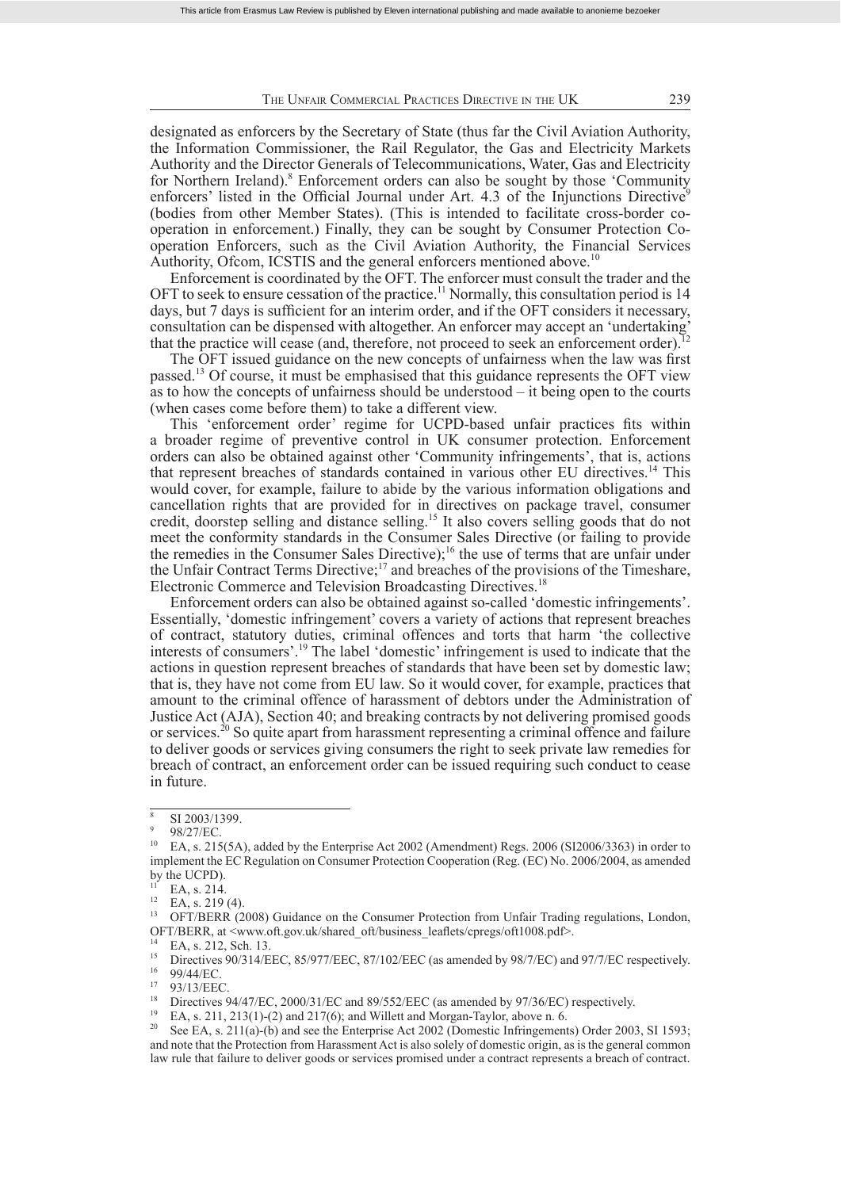designated as enforcers by the Secretary of State (thus far the Civil Aviation Authority, the Information Commissioner, the Rail Regulator, the Gas and Electricity Markets Authority and the Director Generals of Telecommunications, Water, Gas and Electricity for Northern Ireland).[8] Enforcement orders can also be sought by those 'Community enforcers' listed in the Official Journal under Art. 4.3 of the Injunctions Directive[9] (bodies from other Member States). (This is intended to facilitate cross-border co-operation in enforcement.) Finally, they can be sought by Consumer Protection Co-operation Enforcers, such as the Civil Aviation Authority, the Financial Services Authority, Ofcom, ICSTIS and the general enforcers mentioned above.[10]

Enforcement is coordinated by the OFT. The enforcer must consult the trader and the OFT to seek to ensure cessation of the practice.[11] Normally, this consultation period is 14 days, but 7 days is sufficient for an interim order, and if the OFT considers it necessary, consultation can be dispensed with altogether. An enforcer may accept an 'undertaking' that the practice will cease (and, therefore, not proceed to seek an enforcement order).[12]

The OFT issued guidance on the new concepts of unfairness when the law was first passed.[13] Of course, it must be emphasised that this guidance represents the OFT view as to how the concepts of unfairness should be understood – it being open to the courts (when cases come before them) to take a different view.

This 'enforcement order' regime for UCPD-based unfair practices fits within a broader regime of preventive control in UK consumer protection. Enforcement orders can also be obtained against other 'Community infringements', that is, actions that represent breaches of standards contained in various other EU directives.[14] This would cover, for example, failure to abide by the various information obligations and cancellation rights that are provided for in directives on package travel, consumer credit, doorstep selling and distance selling.[15] It also covers selling goods that do not meet the conformity standards in the Consumer Sales Directive (or failing to provide the remedies in the Consumer Sales Directive);[16] the use of terms that are unfair under the Unfair Contract Terms Directive;[17] and breaches of the provisions of the Timeshare, Electronic Commerce and Television Broadcasting Directives.[18]

Enforcement orders can also be obtained against so-called 'domestic infringements'. Essentially, 'domestic infringement' covers a variety of actions that represent breaches of contract, statutory duties, criminal offences and torts that harm 'the collective interests of consumers'.[19] The label 'domestic' infringement is used to indicate that the actions in question represent breaches of standards that have been set by domestic law; that is, they have not come from EU law. So it would cover, for example, practices that amount to the criminal offence of harassment of debtors under the Administration of Justice Act (AJA), Section 40; and breaking contracts by not delivering promised goods or services.[20] So quite apart from harassment representing a criminal offence and failure to deliver goods or services giving consumers the right to seek private law remedies for breach of contract, an enforcement order can be issued requiring such conduct to cease in future.

---

[8] SI 2003/1399.

[9] 98/27/EC.

[10] EA, s. 215(5A), added by the Enterprise Act 2002 (Amendment) Regs. 2006 (SI2006/3363) in order to implement the EC Regulation on Consumer Protection Cooperation (Reg. (EC) No. 2006/2004, as amended by the UCPD).

[11] EA, s. 214.

[12] EA, s. 219 (4).

[13] OFT/BERR (2008) Guidance on the Consumer Protection from Unfair Trading regulations, London, OFT/BERR, at <www.oft.gov.uk/shared_oft/business_leaflets/cpregs/oft1008.pdf>.

[14] EA, s. 212, Sch. 13.

[15] Directives 90/314/EEC, 85/977/EEC, 87/102/EEC (as amended by 98/7/EC) and 97/7/EC respectively.

[16] 99/44/EC.

[17] 93/13/EEC.

[18] Directives 94/47/EC, 2000/31/EC and 89/552/EEC (as amended by 97/36/EC) respectively.

[19] EA, s. 211, 213(1)-(2) and 217(6); and Willett and Morgan-Taylor, above n. 6.

[20] See EA, s. 211(a)-(b) and see the Enterprise Act 2002 (Domestic Infringements) Order 2003, SI 1593; and note that the Protection from Harassment Act is also solely of domestic origin, as is the general common law rule that failure to deliver goods or services promised under a contract represents a breach of contract.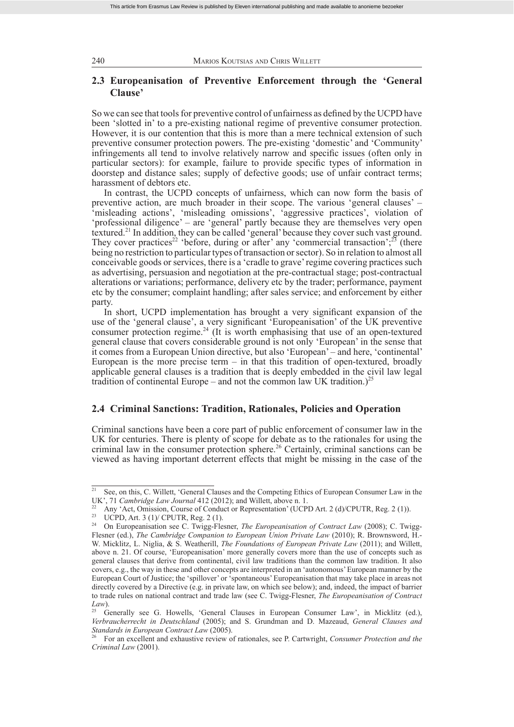## 2.3 Europeanisation of Preventive Enforcement through the 'General Clause'

So we can see that tools for preventive control of unfairness as defined by the UCPD have been 'slotted in' to a pre-existing national regime of preventive consumer protection. However, it is our contention that this is more than a mere technical extension of such preventive consumer protection powers. The pre-existing 'domestic' and 'Community' infringements all tend to involve relatively narrow and specific issues (often only in particular sectors): for example, failure to provide specific types of information in doorstep and distance sales; supply of defective goods; use of unfair contract terms; harassment of debtors etc.

In contrast, the UCPD concepts of unfairness, which can now form the basis of preventive action, are much broader in their scope. The various 'general clauses' – 'misleading actions', 'misleading omissions', 'aggressive practices', violation of 'professional diligence' – are 'general' partly because they are themselves very open textured.[21] In addition, they can be called 'general' because they cover such vast ground. They cover practices[22] 'before, during or after' any 'commercial transaction';[23] (there being no restriction to particular types of transaction or sector). So in relation to almost all conceivable goods or services, there is a 'cradle to grave' regime covering practices such as advertising, persuasion and negotiation at the pre-contractual stage; post-contractual alterations or variations; performance, delivery etc by the trader; performance, payment etc by the consumer; complaint handling; after sales service; and enforcement by either party.

In short, UCPD implementation has brought a very significant expansion of the use of the 'general clause', a very significant 'Europeanisation' of the UK preventive consumer protection regime.[24] (It is worth emphasising that use of an open-textured general clause that covers considerable ground is not only 'European' in the sense that it comes from a European Union directive, but also 'European' – and here, 'continental' European is the more precise term – in that this tradition of open-textured, broadly applicable general clauses is a tradition that is deeply embedded in the civil law legal tradition of continental Europe – and not the common law UK tradition.)[25]

## 2.4 Criminal Sanctions: Tradition, Rationales, Policies and Operation

Criminal sanctions have been a core part of public enforcement of consumer law in the UK for centuries. There is plenty of scope for debate as to the rationales for using the criminal law in the consumer protection sphere.[26] Certainly, criminal sanctions can be viewed as having important deterrent effects that might be missing in the case of the

---

[21] See, on this, C. Willett, 'General Clauses and the Competing Ethics of European Consumer Law in the UK', 71 *Cambridge Law Journal* 412 (2012); and Willett, above n. 1.

[22] Any 'Act, Omission, Course of Conduct or Representation' (UCPD Art. 2 (d)/CPUTR, Reg. 2 (1)).

[23] UCPD, Art. 3 (1)/ CPUTR, Reg. 2 (1).

[24] On Europeanisation see C. Twigg-Flesner, *The Europeanisation of Contract Law* (2008); C. Twigg-Flesner (ed.), *The Cambridge Companion to European Union Private Law* (2010); R. Brownsword, H.-W. Micklitz, L. Niglia, & S. Weatherill, *The Foundations of European Private Law* (2011); and Willett, above n. 21. Of course, 'Europeanisation' more generally covers more than the use of concepts such as general clauses that derive from continental, civil law traditions than the common law tradition. It also covers, e.g., the way in these and other concepts are interpreted in an 'autonomous' European manner by the European Court of Justice; the 'spillover' or 'spontaneous' Europeanisation that may take place in areas not directly covered by a Directive (e.g. in private law, on which see below); and, indeed, the impact of barrier to trade rules on national contract and trade law (see C. Twigg-Flesner, *The Europeanisation of Contract Law*).

[25] Generally see G. Howells, 'General Clauses in European Consumer Law', in Micklitz (ed.), *Verbraucherrecht in Deutschland* (2005); and S. Grundman and D. Mazeaud, *General Clauses and Standards in European Contract Law* (2005).

[26] For an excellent and exhaustive review of rationales, see P. Cartwright, *Consumer Protection and the Criminal Law* (2001).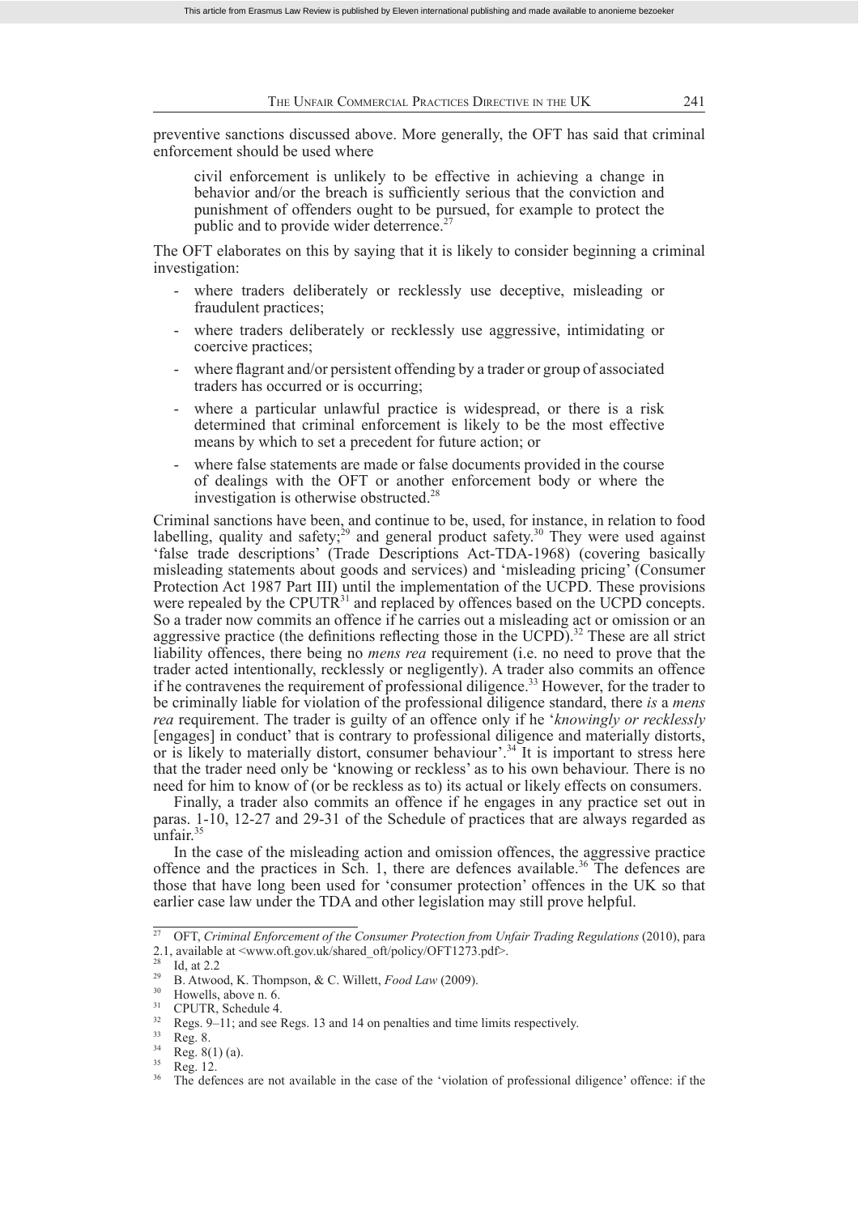preventive sanctions discussed above. More generally, the OFT has said that criminal enforcement should be used where

> civil enforcement is unlikely to be effective in achieving a change in behavior and/or the breach is sufficiently serious that the conviction and punishment of offenders ought to be pursued, for example to protect the public and to provide wider deterrence.[27]

The OFT elaborates on this by saying that it is likely to consider beginning a criminal investigation:

- where traders deliberately or recklessly use deceptive, misleading or fraudulent practices;
- where traders deliberately or recklessly use aggressive, intimidating or coercive practices;
- where flagrant and/or persistent offending by a trader or group of associated traders has occurred or is occurring;
- where a particular unlawful practice is widespread, or there is a risk determined that criminal enforcement is likely to be the most effective means by which to set a precedent for future action; or
- where false statements are made or false documents provided in the course of dealings with the OFT or another enforcement body or where the investigation is otherwise obstructed.[28]

Criminal sanctions have been, and continue to be, used, for instance, in relation to food labelling, quality and safety;[29] and general product safety.[30] They were used against 'false trade descriptions' (Trade Descriptions Act-TDA-1968) (covering basically misleading statements about goods and services) and 'misleading pricing' (Consumer Protection Act 1987 Part III) until the implementation of the UCPD. These provisions were repealed by the CPUTR[31] and replaced by offences based on the UCPD concepts. So a trader now commits an offence if he carries out a misleading act or omission or an aggressive practice (the definitions reflecting those in the UCPD).[32] These are all strict liability offences, there being no *mens rea* requirement (i.e. no need to prove that the trader acted intentionally, recklessly or negligently). A trader also commits an offence if he contravenes the requirement of professional diligence.[33] However, for the trader to be criminally liable for violation of the professional diligence standard, there *is* a *mens rea* requirement. The trader is guilty of an offence only if he '*knowingly or recklessly* [engages] in conduct' that is contrary to professional diligence and materially distorts, or is likely to materially distort, consumer behaviour'.[34] It is important to stress here that the trader need only be 'knowing or reckless' as to his own behaviour. There is no need for him to know of (or be reckless as to) its actual or likely effects on consumers.

Finally, a trader also commits an offence if he engages in any practice set out in paras. 1-10, 12-27 and 29-31 of the Schedule of practices that are always regarded as unfair.[35]

In the case of the misleading action and omission offences, the aggressive practice offence and the practices in Sch. 1, there are defences available.[36] The defences are those that have long been used for 'consumer protection' offences in the UK so that earlier case law under the TDA and other legislation may still prove helpful.

---

[27] OFT, *Criminal Enforcement of the Consumer Protection from Unfair Trading Regulations* (2010), para 2.1, available at <www.oft.gov.uk/shared_oft/policy/OFT1273.pdf>.

[28] Id, at 2.2

[29] B. Atwood, K. Thompson, & C. Willett, *Food Law* (2009).

[30] Howells, above n. 6.

[31] CPUTR, Schedule 4.

[32] Regs. 9–11; and see Regs. 13 and 14 on penalties and time limits respectively.

[33] Reg. 8.

[34] Reg. 8(1) (a).

[35] Reg. 12.

[36] The defences are not available in the case of the 'violation of professional diligence' offence: if the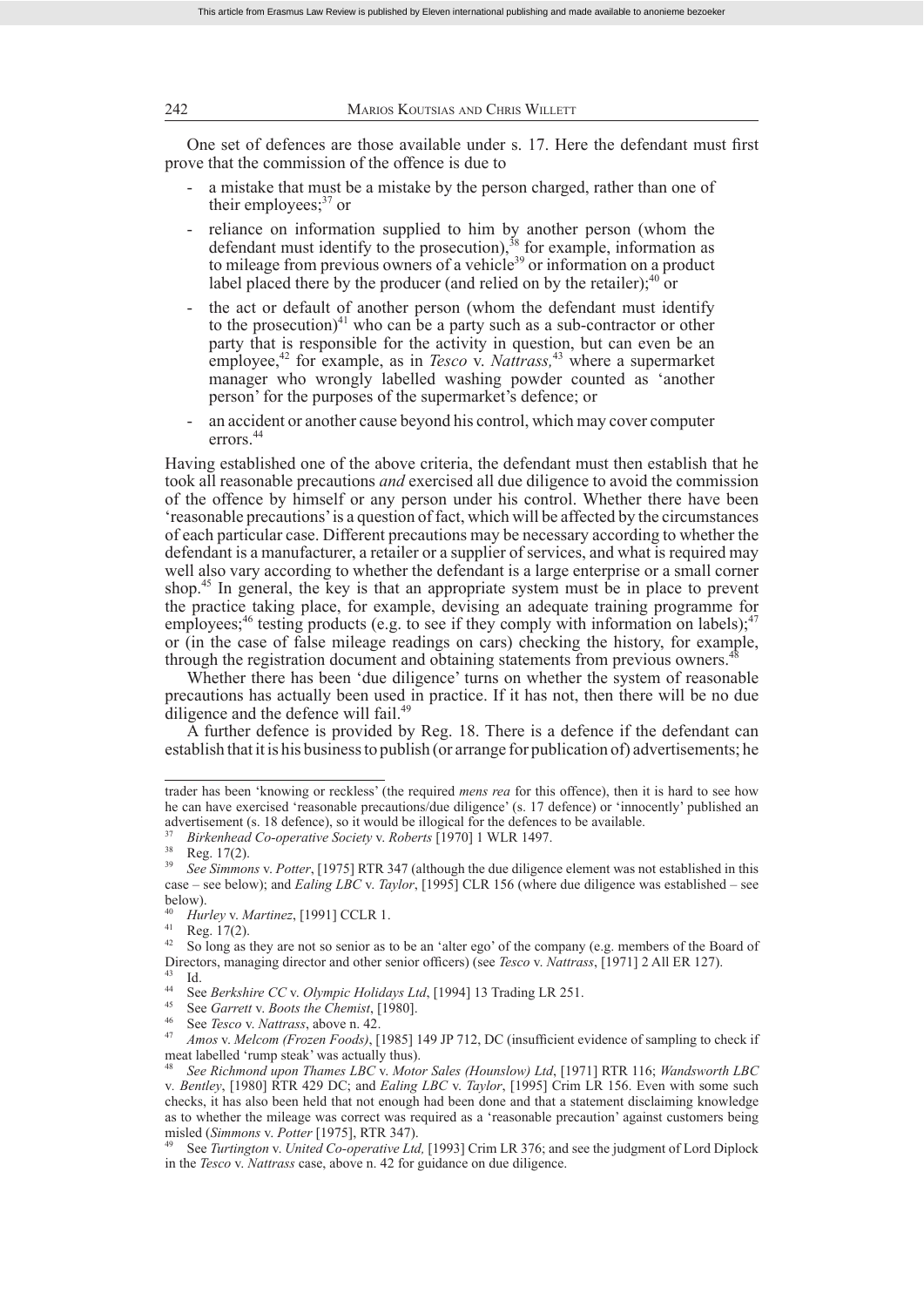One set of defences are those available under s. 17. Here the defendant must first prove that the commission of the offence is due to

- a mistake that must be a mistake by the person charged, rather than one of their employees;[37] or
- reliance on information supplied to him by another person (whom the defendant must identify to the prosecution),[38] for example, information as to mileage from previous owners of a vehicle[39] or information on a product label placed there by the producer (and relied on by the retailer);[40] or
- the act or default of another person (whom the defendant must identify to the prosecution)[41] who can be a party such as a sub-contractor or other party that is responsible for the activity in question, but can even be an employee,[42] for example, as in *Tesco* v. *Nattrass,*[43] where a supermarket manager who wrongly labelled washing powder counted as 'another person' for the purposes of the supermarket's defence; or
- an accident or another cause beyond his control, which may cover computer errors.[44]

Having established one of the above criteria, the defendant must then establish that he took all reasonable precautions *and* exercised all due diligence to avoid the commission of the offence by himself or any person under his control. Whether there have been 'reasonable precautions' is a question of fact, which will be affected by the circumstances of each particular case. Different precautions may be necessary according to whether the defendant is a manufacturer, a retailer or a supplier of services, and what is required may well also vary according to whether the defendant is a large enterprise or a small corner shop.[45] In general, the key is that an appropriate system must be in place to prevent the practice taking place, for example, devising an adequate training programme for employees;[46] testing products (e.g. to see if they comply with information on labels);[47] or (in the case of false mileage readings on cars) checking the history, for example, through the registration document and obtaining statements from previous owners.[48]

Whether there has been 'due diligence' turns on whether the system of reasonable precautions has actually been used in practice. If it has not, then there will be no due diligence and the defence will fail.[49]

A further defence is provided by Reg. 18. There is a defence if the defendant can establish that it is his business to publish (or arrange for publication of) advertisements; he

---

trader has been 'knowing or reckless' (the required *mens rea* for this offence), then it is hard to see how he can have exercised 'reasonable precautions/due diligence' (s. 17 defence) or 'innocently' published an advertisement (s. 18 defence), so it would be illogical for the defences to be available.

[37] *Birkenhead Co-operative Society* v. *Roberts* [1970] 1 WLR 1497.

[38] Reg. 17(2).

[39] *See Simmons* v. *Potter*, [1975] RTR 347 (although the due diligence element was not established in this case – see below); and *Ealing LBC* v. *Taylor*, [1995] CLR 156 (where due diligence was established – see below).

[40] *Hurley* v. *Martinez*, [1991] CCLR 1.

[41] Reg. 17(2).

[42] So long as they are not so senior as to be an 'alter ego' of the company (e.g. members of the Board of Directors, managing director and other senior officers) (see *Tesco* v. *Nattrass*, [1971] 2 All ER 127).

[43] Id.

[44] See *Berkshire CC* v. *Olympic Holidays Ltd*, [1994] 13 Trading LR 251.

[45] See *Garrett* v. *Boots the Chemist*, [1980].

[46] See *Tesco* v. *Nattrass*, above n. 42.

[47] *Amos* v. *Melcom (Frozen Foods)*, [1985] 149 JP 712, DC (insufficient evidence of sampling to check if meat labelled 'rump steak' was actually thus).

[48] *See Richmond upon Thames LBC* v. *Motor Sales (Hounslow) Ltd*, [1971] RTR 116; *Wandsworth LBC* v. *Bentley*, [1980] RTR 429 DC; and *Ealing LBC* v. *Taylor*, [1995] Crim LR 156. Even with some such checks, it has also been held that not enough had been done and that a statement disclaiming knowledge as to whether the mileage was correct was required as a 'reasonable precaution' against customers being misled (*Simmons* v. *Potter* [1975], RTR 347).

[49] See *Turtington* v. *United Co-operative Ltd,* [1993] Crim LR 376; and see the judgment of Lord Diplock in the *Tesco* v. *Nattrass* case, above n. 42 for guidance on due diligence.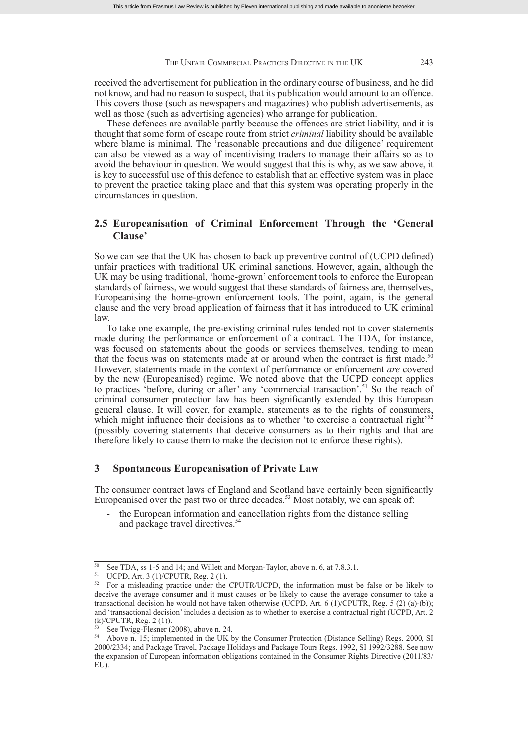received the advertisement for publication in the ordinary course of business, and he did not know, and had no reason to suspect, that its publication would amount to an offence. This covers those (such as newspapers and magazines) who publish advertisements, as well as those (such as advertising agencies) who arrange for publication.

These defences are available partly because the offences are strict liability, and it is thought that some form of escape route from strict *criminal* liability should be available where blame is minimal. The 'reasonable precautions and due diligence' requirement can also be viewed as a way of incentivising traders to manage their affairs so as to avoid the behaviour in question. We would suggest that this is why, as we saw above, it is key to successful use of this defence to establish that an effective system was in place to prevent the practice taking place and that this system was operating properly in the circumstances in question.

## 2.5 Europeanisation of Criminal Enforcement Through the 'General Clause'

So we can see that the UK has chosen to back up preventive control of (UCPD defined) unfair practices with traditional UK criminal sanctions. However, again, although the UK may be using traditional, 'home-grown' enforcement tools to enforce the European standards of fairness, we would suggest that these standards of fairness are, themselves, Europeanising the home-grown enforcement tools. The point, again, is the general clause and the very broad application of fairness that it has introduced to UK criminal law.

To take one example, the pre-existing criminal rules tended not to cover statements made during the performance or enforcement of a contract. The TDA, for instance, was focused on statements about the goods or services themselves, tending to mean that the focus was on statements made at or around when the contract is first made.[50] However, statements made in the context of performance or enforcement *are* covered by the new (Europeanised) regime. We noted above that the UCPD concept applies to practices 'before, during or after' any 'commercial transaction'.[51] So the reach of criminal consumer protection law has been significantly extended by this European general clause. It will cover, for example, statements as to the rights of consumers, which might influence their decisions as to whether 'to exercise a contractual right'[52] (possibly covering statements that deceive consumers as to their rights and that are therefore likely to cause them to make the decision not to enforce these rights).

## 3 Spontaneous Europeanisation of Private Law

The consumer contract laws of England and Scotland have certainly been significantly Europeanised over the past two or three decades.[53] Most notably, we can speak of:

- the European information and cancellation rights from the distance selling and package travel directives.[54]

---

[50] See TDA, ss 1-5 and 14; and Willett and Morgan-Taylor, above n. 6, at 7.8.3.1.

[51] UCPD, Art. 3 (1)/CPUTR, Reg. 2 (1).

[52] For a misleading practice under the CPUTR/UCPD, the information must be false or be likely to deceive the average consumer and it must causes or be likely to cause the average consumer to take a transactional decision he would not have taken otherwise (UCPD, Art. 6 (1)/CPUTR, Reg. 5 (2) (a)-(b)); and 'transactional decision' includes a decision as to whether to exercise a contractual right (UCPD, Art. 2 (k)/CPUTR, Reg. 2 (1)).

[53] See Twigg-Flesner (2008), above n. 24.

[54] Above n. 15; implemented in the UK by the Consumer Protection (Distance Selling) Regs. 2000, SI 2000/2334; and Package Travel, Package Holidays and Package Tours Regs. 1992, SI 1992/3288. See now the expansion of European information obligations contained in the Consumer Rights Directive (2011/83/EU).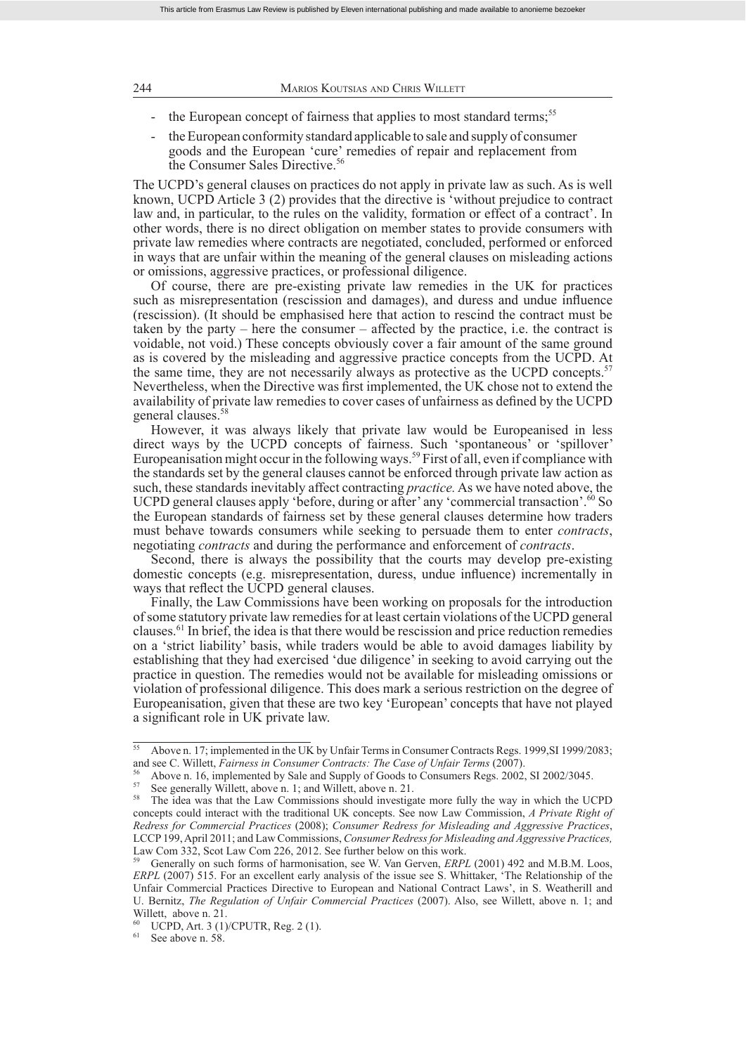- the European concept of fairness that applies to most standard terms;[55]
- the European conformity standard applicable to sale and supply of consumer goods and the European 'cure' remedies of repair and replacement from the Consumer Sales Directive.[56]

The UCPD's general clauses on practices do not apply in private law as such. As is well known, UCPD Article 3 (2) provides that the directive is 'without prejudice to contract law and, in particular, to the rules on the validity, formation or effect of a contract'. In other words, there is no direct obligation on member states to provide consumers with private law remedies where contracts are negotiated, concluded, performed or enforced in ways that are unfair within the meaning of the general clauses on misleading actions or omissions, aggressive practices, or professional diligence.

Of course, there are pre-existing private law remedies in the UK for practices such as misrepresentation (rescission and damages), and duress and undue influence (rescission). (It should be emphasised here that action to rescind the contract must be taken by the party – here the consumer – affected by the practice, i.e. the contract is voidable, not void.) These concepts obviously cover a fair amount of the same ground as is covered by the misleading and aggressive practice concepts from the UCPD. At the same time, they are not necessarily always as protective as the UCPD concepts.[57] Nevertheless, when the Directive was first implemented, the UK chose not to extend the availability of private law remedies to cover cases of unfairness as defined by the UCPD general clauses.[58]

However, it was always likely that private law would be Europeanised in less direct ways by the UCPD concepts of fairness. Such 'spontaneous' or 'spillover' Europeanisation might occur in the following ways.[59] First of all, even if compliance with the standards set by the general clauses cannot be enforced through private law action as such, these standards inevitably affect contracting *practice*. As we have noted above, the UCPD general clauses apply 'before, during or after' any 'commercial transaction'.[60] So the European standards of fairness set by these general clauses determine how traders must behave towards consumers while seeking to persuade them to enter *contracts*, negotiating *contracts* and during the performance and enforcement of *contracts*.

Second, there is always the possibility that the courts may develop pre-existing domestic concepts (e.g. misrepresentation, duress, undue influence) incrementally in ways that reflect the UCPD general clauses.

Finally, the Law Commissions have been working on proposals for the introduction of some statutory private law remedies for at least certain violations of the UCPD general clauses.[61] In brief, the idea is that there would be rescission and price reduction remedies on a 'strict liability' basis, while traders would be able to avoid damages liability by establishing that they had exercised 'due diligence' in seeking to avoid carrying out the practice in question. The remedies would not be available for misleading omissions or violation of professional diligence. This does mark a serious restriction on the degree of Europeanisation, given that these are two key 'European' concepts that have not played a significant role in UK private law.

---

[55] Above n. 17; implemented in the UK by Unfair Terms in Consumer Contracts Regs. 1999,SI 1999/2083; and see C. Willett, *Fairness in Consumer Contracts: The Case of Unfair Terms* (2007).

[56] Above n. 16, implemented by Sale and Supply of Goods to Consumers Regs. 2002, SI 2002/3045.

[57] See generally Willett, above n. 1; and Willett, above n. 21.

[58] The idea was that the Law Commissions should investigate more fully the way in which the UCPD concepts could interact with the traditional UK concepts. See now Law Commission, *A Private Right of Redress for Commercial Practices* (2008); *Consumer Redress for Misleading and Aggressive Practices*, LCCP 199, April 2011; and Law Commissions, *Consumer Redress for Misleading and Aggressive Practices,* Law Com 332, Scot Law Com 226, 2012. See further below on this work.

[59] Generally on such forms of harmonisation, see W. Van Gerven, *ERPL* (2001) 492 and M.B.M. Loos, *ERPL* (2007) 515. For an excellent early analysis of the issue see S. Whittaker, 'The Relationship of the Unfair Commercial Practices Directive to European and National Contract Laws', in S. Weatherill and U. Bernitz, *The Regulation of Unfair Commercial Practices* (2007). Also, see Willett, above n. 1; and Willett, above n. 21.

[60] UCPD, Art. 3 (1)/CPUTR, Reg. 2 (1).

[61] See above n. 58.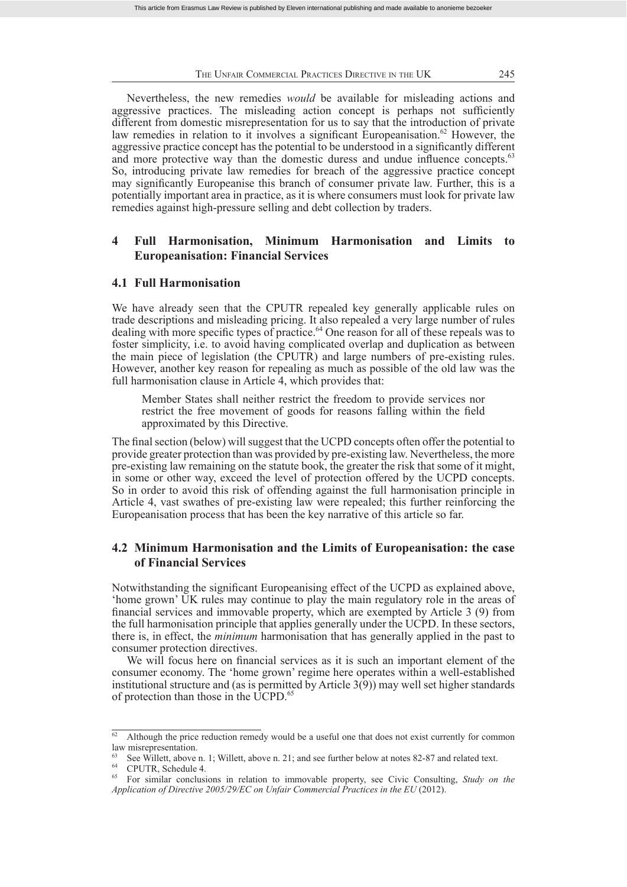Nevertheless, the new remedies *would* be available for misleading actions and aggressive practices. The misleading action concept is perhaps not sufficiently different from domestic misrepresentation for us to say that the introduction of private law remedies in relation to it involves a significant Europeanisation.[62] However, the aggressive practice concept has the potential to be understood in a significantly different and more protective way than the domestic duress and undue influence concepts.[63] So, introducing private law remedies for breach of the aggressive practice concept may significantly Europeanise this branch of consumer private law. Further, this is a potentially important area in practice, as it is where consumers must look for private law remedies against high-pressure selling and debt collection by traders.

## 4 Full Harmonisation, Minimum Harmonisation and Limits to Europeanisation: Financial Services

### 4.1 Full Harmonisation

We have already seen that the CPUTR repealed key generally applicable rules on trade descriptions and misleading pricing. It also repealed a very large number of rules dealing with more specific types of practice.[64] One reason for all of these repeals was to foster simplicity, i.e. to avoid having complicated overlap and duplication as between the main piece of legislation (the CPUTR) and large numbers of pre-existing rules. However, another key reason for repealing as much as possible of the old law was the full harmonisation clause in Article 4, which provides that:

> Member States shall neither restrict the freedom to provide services nor restrict the free movement of goods for reasons falling within the field approximated by this Directive.

The final section (below) will suggest that the UCPD concepts often offer the potential to provide greater protection than was provided by pre-existing law. Nevertheless, the more pre-existing law remaining on the statute book, the greater the risk that some of it might, in some or other way, exceed the level of protection offered by the UCPD concepts. So in order to avoid this risk of offending against the full harmonisation principle in Article 4, vast swathes of pre-existing law were repealed; this further reinforcing the Europeanisation process that has been the key narrative of this article so far.

### 4.2 Minimum Harmonisation and the Limits of Europeanisation: the case of Financial Services

Notwithstanding the significant Europeanising effect of the UCPD as explained above, 'home grown' UK rules may continue to play the main regulatory role in the areas of financial services and immovable property, which are exempted by Article 3 (9) from the full harmonisation principle that applies generally under the UCPD. In these sectors, there is, in effect, the *minimum* harmonisation that has generally applied in the past to consumer protection directives.

We will focus here on financial services as it is such an important element of the consumer economy. The 'home grown' regime here operates within a well-established institutional structure and (as is permitted by Article 3(9)) may well set higher standards of protection than those in the UCPD.[65]

---

[62] Although the price reduction remedy would be a useful one that does not exist currently for common law misrepresentation.

[63] See Willett, above n. 1; Willett, above n. 21; and see further below at notes 82-87 and related text.

[64] CPUTR, Schedule 4.

[65] For similar conclusions in relation to immovable property, see Civic Consulting, *Study on the Application of Directive 2005/29/EC on Unfair Commercial Practices in the EU* (2012).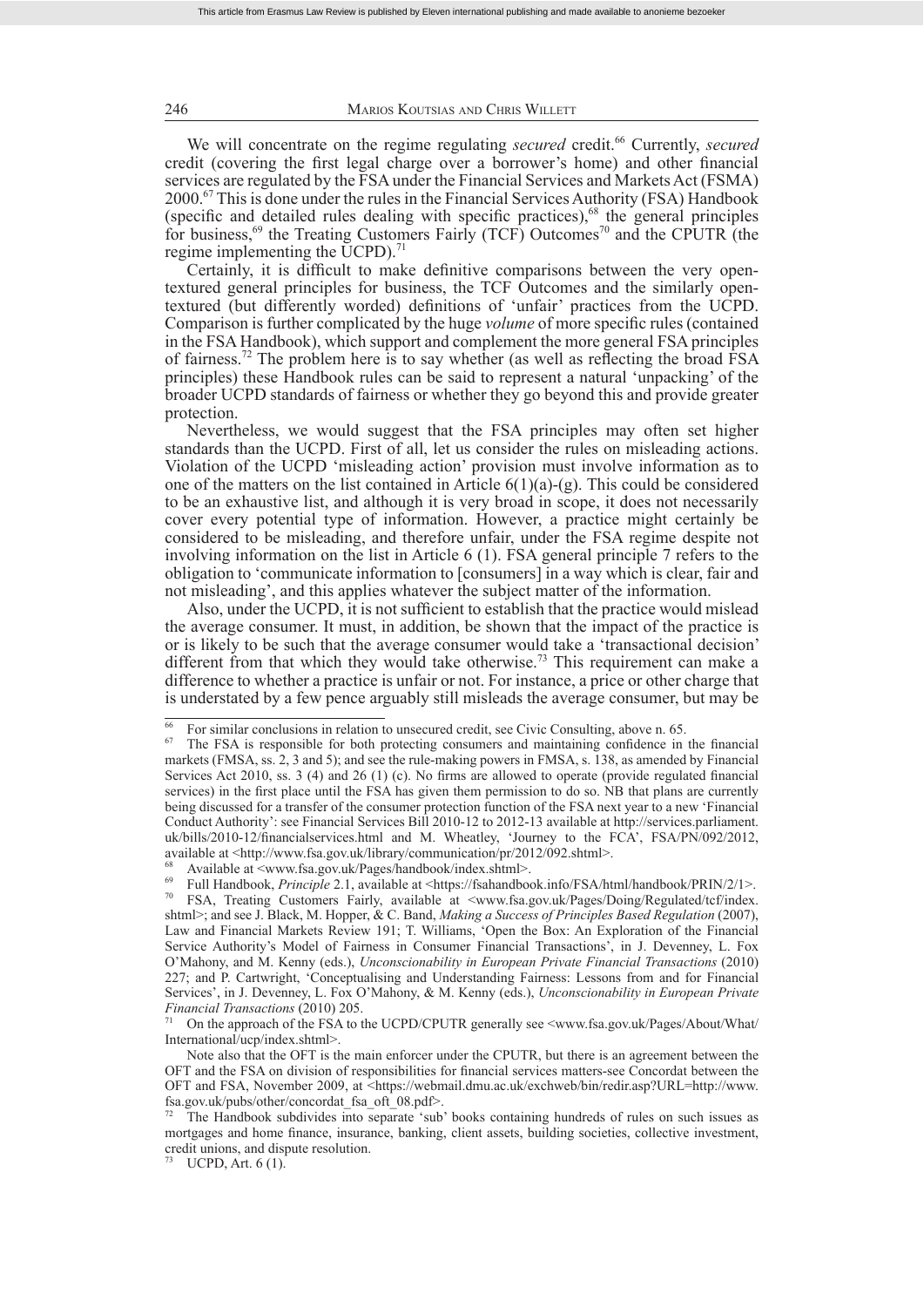We will concentrate on the regime regulating *secured* credit.[66] Currently, *secured* credit (covering the first legal charge over a borrower's home) and other financial services are regulated by the FSA under the Financial Services and Markets Act (FSMA) 2000.[67] This is done under the rules in the Financial Services Authority (FSA) Handbook (specific and detailed rules dealing with specific practices),[68] the general principles for business,[69] the Treating Customers Fairly (TCF) Outcomes[70] and the CPUTR (the regime implementing the UCPD).[71]

Certainly, it is difficult to make definitive comparisons between the very open-textured general principles for business, the TCF Outcomes and the similarly open-textured (but differently worded) definitions of 'unfair' practices from the UCPD. Comparison is further complicated by the huge *volume* of more specific rules (contained in the FSA Handbook), which support and complement the more general FSA principles of fairness.[72] The problem here is to say whether (as well as reflecting the broad FSA principles) these Handbook rules can be said to represent a natural 'unpacking' of the broader UCPD standards of fairness or whether they go beyond this and provide greater protection.

Nevertheless, we would suggest that the FSA principles may often set higher standards than the UCPD. First of all, let us consider the rules on misleading actions. Violation of the UCPD 'misleading action' provision must involve information as to one of the matters on the list contained in Article 6(1)(a)-(g). This could be considered to be an exhaustive list, and although it is very broad in scope, it does not necessarily cover every potential type of information. However, a practice might certainly be considered to be misleading, and therefore unfair, under the FSA regime despite not involving information on the list in Article 6 (1). FSA general principle 7 refers to the obligation to 'communicate information to [consumers] in a way which is clear, fair and not misleading', and this applies whatever the subject matter of the information.

Also, under the UCPD, it is not sufficient to establish that the practice would mislead the average consumer. It must, in addition, be shown that the impact of the practice is or is likely to be such that the average consumer would take a 'transactional decision' different from that which they would take otherwise.[73] This requirement can make a difference to whether a practice is unfair or not. For instance, a price or other charge that is understated by a few pence arguably still misleads the average consumer, but may be

---

[66] For similar conclusions in relation to unsecured credit, see Civic Consulting, above n. 65.

[67] The FSA is responsible for both protecting consumers and maintaining confidence in the financial markets (FMSA, ss. 2, 3 and 5); and see the rule-making powers in FMSA, s. 138, as amended by Financial Services Act 2010, ss. 3 (4) and 26 (1) (c). No firms are allowed to operate (provide regulated financial services) in the first place until the FSA has given them permission to do so. NB that plans are currently being discussed for a transfer of the consumer protection function of the FSA next year to a new 'Financial Conduct Authority': see Financial Services Bill 2010-12 to 2012-13 available at http://services.parliament.uk/bills/2010-12/financialservices.html and M. Wheatley, 'Journey to the FCA', FSA/PN/092/2012, available at <http://www.fsa.gov.uk/library/communication/pr/2012/092.shtml>.

[68] Available at <www.fsa.gov.uk/Pages/handbook/index.shtml>.

[69] Full Handbook, *Principle* 2.1, available at <https://fsahandbook.info/FSA/html/handbook/PRIN/2/1>.

[70] FSA, Treating Customers Fairly, available at <www.fsa.gov.uk/Pages/Doing/Regulated/tcf/index.shtml>; and see J. Black, M. Hopper, & C. Band, *Making a Success of Principles Based Regulation* (2007), Law and Financial Markets Review 191; T. Williams, 'Open the Box: An Exploration of the Financial Service Authority's Model of Fairness in Consumer Financial Transactions', in J. Devenney, L. Fox O'Mahony, and M. Kenny (eds.), *Unconscionability in European Private Financial Transactions* (2010) 227; and P. Cartwright, 'Conceptualising and Understanding Fairness: Lessons from and for Financial Services', in J. Devenney, L. Fox O'Mahony, & M. Kenny (eds.), *Unconscionability in European Private Financial Transactions* (2010) 205.

[71] On the approach of the FSA to the UCPD/CPUTR generally see <www.fsa.gov.uk/Pages/About/What/International/ucp/index.shtml>.

Note also that the OFT is the main enforcer under the CPUTR, but there is an agreement between the OFT and the FSA on division of responsibilities for financial services matters-see Concordat between the OFT and FSA, November 2009, at <https://webmail.dmu.ac.uk/exchweb/bin/redir.asp?URL=http://www.fsa.gov.uk/pubs/other/concordat_fsa_oft_08.pdf>.

[72] The Handbook subdivides into separate 'sub' books containing hundreds of rules on such issues as mortgages and home finance, insurance, banking, client assets, building societies, collective investment, credit unions, and dispute resolution.

[73] UCPD, Art. 6 (1).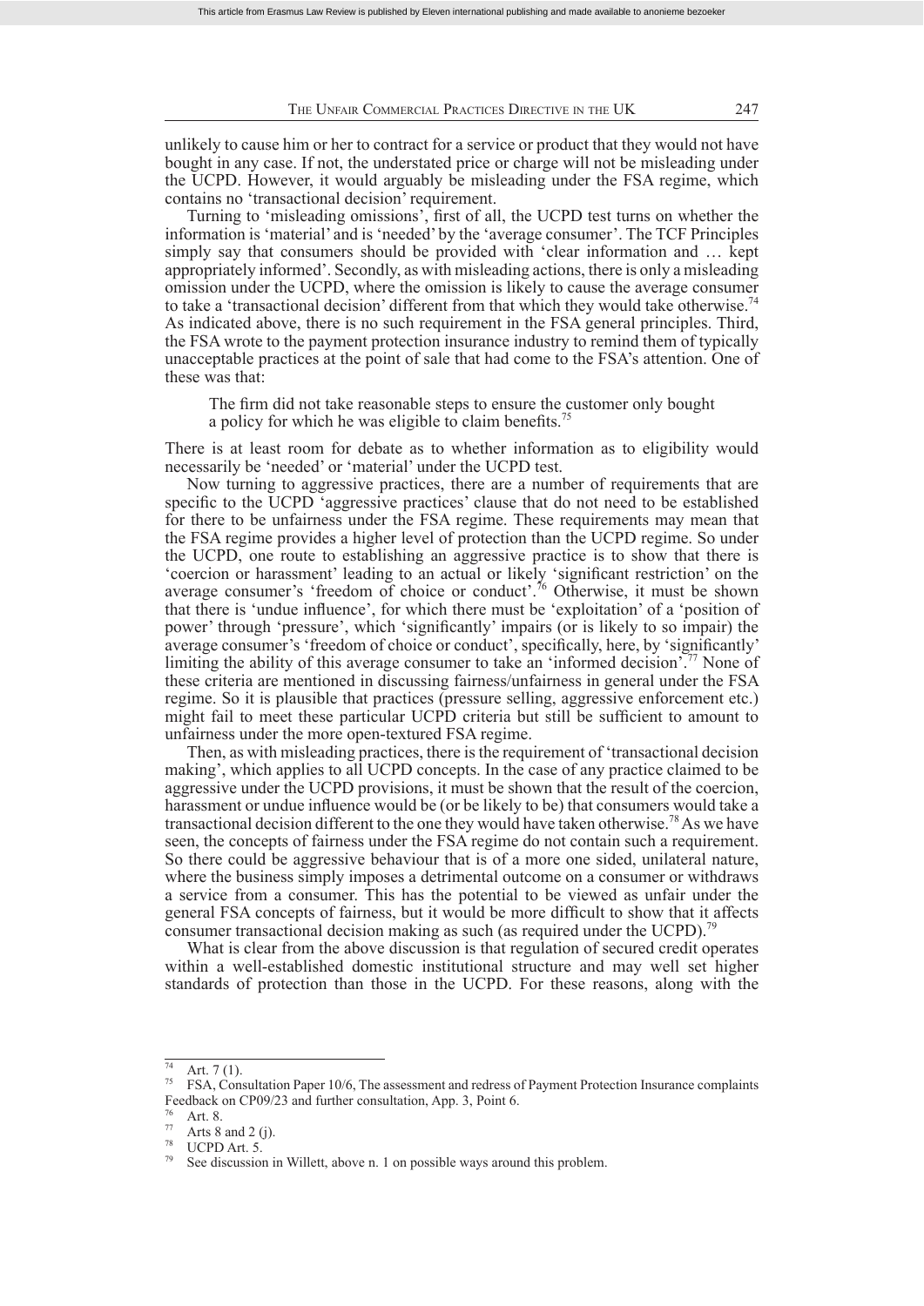unlikely to cause him or her to contract for a service or product that they would not have bought in any case. If not, the understated price or charge will not be misleading under the UCPD. However, it would arguably be misleading under the FSA regime, which contains no 'transactional decision' requirement.

Turning to 'misleading omissions', first of all, the UCPD test turns on whether the information is 'material' and is 'needed' by the 'average consumer'. The TCF Principles simply say that consumers should be provided with 'clear information and … kept appropriately informed'. Secondly, as with misleading actions, there is only a misleading omission under the UCPD, where the omission is likely to cause the average consumer to take a 'transactional decision' different from that which they would take otherwise.[74] As indicated above, there is no such requirement in the FSA general principles. Third, the FSA wrote to the payment protection insurance industry to remind them of typically unacceptable practices at the point of sale that had come to the FSA's attention. One of these was that:

> The firm did not take reasonable steps to ensure the customer only bought a policy for which he was eligible to claim benefits.[75]

There is at least room for debate as to whether information as to eligibility would necessarily be 'needed' or 'material' under the UCPD test.

Now turning to aggressive practices, there are a number of requirements that are specific to the UCPD 'aggressive practices' clause that do not need to be established for there to be unfairness under the FSA regime. These requirements may mean that the FSA regime provides a higher level of protection than the UCPD regime. So under the UCPD, one route to establishing an aggressive practice is to show that there is 'coercion or harassment' leading to an actual or likely 'significant restriction' on the average consumer's 'freedom of choice or conduct'.[76] Otherwise, it must be shown that there is 'undue influence', for which there must be 'exploitation' of a 'position of power' through 'pressure', which 'significantly' impairs (or is likely to so impair) the average consumer's 'freedom of choice or conduct', specifically, here, by 'significantly' limiting the ability of this average consumer to take an 'informed decision'.[77] None of these criteria are mentioned in discussing fairness/unfairness in general under the FSA regime. So it is plausible that practices (pressure selling, aggressive enforcement etc.) might fail to meet these particular UCPD criteria but still be sufficient to amount to unfairness under the more open-textured FSA regime.

Then, as with misleading practices, there is the requirement of 'transactional decision making', which applies to all UCPD concepts. In the case of any practice claimed to be aggressive under the UCPD provisions, it must be shown that the result of the coercion, harassment or undue influence would be (or be likely to be) that consumers would take a transactional decision different to the one they would have taken otherwise.[78] As we have seen, the concepts of fairness under the FSA regime do not contain such a requirement. So there could be aggressive behaviour that is of a more one sided, unilateral nature, where the business simply imposes a detrimental outcome on a consumer or withdraws a service from a consumer. This has the potential to be viewed as unfair under the general FSA concepts of fairness, but it would be more difficult to show that it affects consumer transactional decision making as such (as required under the UCPD).[79]

What is clear from the above discussion is that regulation of secured credit operates within a well-established domestic institutional structure and may well set higher standards of protection than those in the UCPD. For these reasons, along with the

---

[74] Art. 7 (1).

[75] FSA, Consultation Paper 10/6, The assessment and redress of Payment Protection Insurance complaints Feedback on CP09/23 and further consultation, App. 3, Point 6.

[76] Art. 8.

[77] Arts 8 and 2 (j).

[78] UCPD Art. 5.

[79] See discussion in Willett, above n. 1 on possible ways around this problem.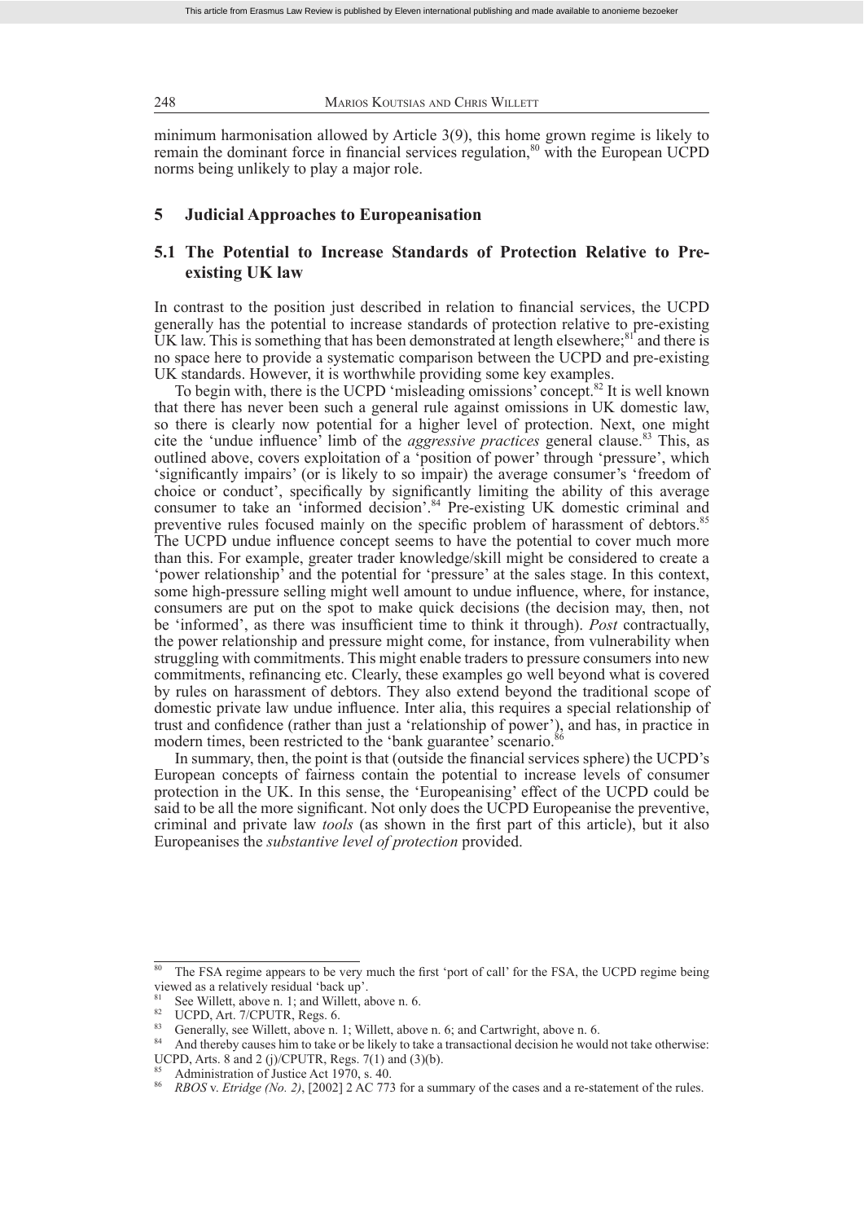minimum harmonisation allowed by Article 3(9), this home grown regime is likely to remain the dominant force in financial services regulation,[80] with the European UCPD norms being unlikely to play a major role.

## 5 Judicial Approaches to Europeanisation

### 5.1 The Potential to Increase Standards of Protection Relative to Pre-existing UK law

In contrast to the position just described in relation to financial services, the UCPD generally has the potential to increase standards of protection relative to pre-existing UK law. This is something that has been demonstrated at length elsewhere;[81] and there is no space here to provide a systematic comparison between the UCPD and pre-existing UK standards. However, it is worthwhile providing some key examples.

To begin with, there is the UCPD 'misleading omissions' concept.[82] It is well known that there has never been such a general rule against omissions in UK domestic law, so there is clearly now potential for a higher level of protection. Next, one might cite the 'undue influence' limb of the *aggressive practices* general clause.[83] This, as outlined above, covers exploitation of a 'position of power' through 'pressure', which 'significantly impairs' (or is likely to so impair) the average consumer's 'freedom of choice or conduct', specifically by significantly limiting the ability of this average consumer to take an 'informed decision'.[84] Pre-existing UK domestic criminal and preventive rules focused mainly on the specific problem of harassment of debtors.[85] The UCPD undue influence concept seems to have the potential to cover much more than this. For example, greater trader knowledge/skill might be considered to create a 'power relationship' and the potential for 'pressure' at the sales stage. In this context, some high-pressure selling might well amount to undue influence, where, for instance, consumers are put on the spot to make quick decisions (the decision may, then, not be 'informed', as there was insufficient time to think it through). *Post* contractually, the power relationship and pressure might come, for instance, from vulnerability when struggling with commitments. This might enable traders to pressure consumers into new commitments, refinancing etc. Clearly, these examples go well beyond what is covered by rules on harassment of debtors. They also extend beyond the traditional scope of domestic private law undue influence. Inter alia, this requires a special relationship of trust and confidence (rather than just a 'relationship of power'), and has, in practice in modern times, been restricted to the 'bank guarantee' scenario.[86]

In summary, then, the point is that (outside the financial services sphere) the UCPD's European concepts of fairness contain the potential to increase levels of consumer protection in the UK. In this sense, the 'Europeanising' effect of the UCPD could be said to be all the more significant. Not only does the UCPD Europeanise the preventive, criminal and private law *tools* (as shown in the first part of this article), but it also Europeanises the *substantive level of protection* provided.

---

[80] The FSA regime appears to be very much the first 'port of call' for the FSA, the UCPD regime being viewed as a relatively residual 'back up'.

[81] See Willett, above n. 1; and Willett, above n. 6.

[82] UCPD, Art. 7/CPUTR, Regs. 6.

[83] Generally, see Willett, above n. 1; Willett, above n. 6; and Cartwright, above n. 6.

[84] And thereby causes him to take or be likely to take a transactional decision he would not take otherwise: UCPD, Arts. 8 and 2 (j)/CPUTR, Regs. 7(1) and (3)(b).

[85] Administration of Justice Act 1970, s. 40.

[86] *RBOS* v. *Etridge (No. 2)*, [2002] 2 AC 773 for a summary of the cases and a re-statement of the rules.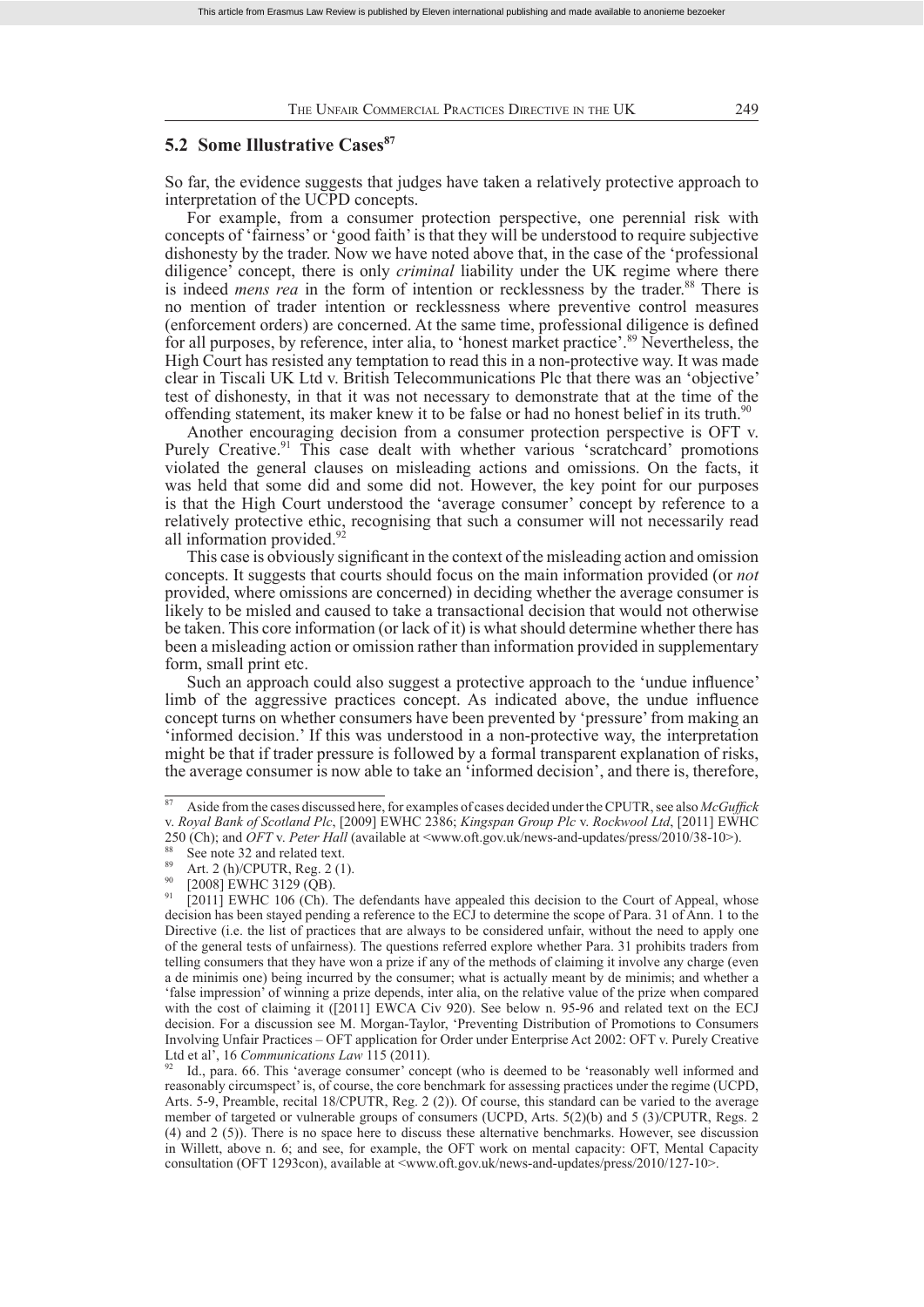## 5.2 Some Illustrative Cases[87]

So far, the evidence suggests that judges have taken a relatively protective approach to interpretation of the UCPD concepts.

For example, from a consumer protection perspective, one perennial risk with concepts of 'fairness' or 'good faith' is that they will be understood to require subjective dishonesty by the trader. Now we have noted above that, in the case of the 'professional diligence' concept, there is only *criminal* liability under the UK regime where there is indeed *mens rea* in the form of intention or recklessness by the trader.[88] There is no mention of trader intention or recklessness where preventive control measures (enforcement orders) are concerned. At the same time, professional diligence is defined for all purposes, by reference, inter alia, to 'honest market practice'.[89] Nevertheless, the High Court has resisted any temptation to read this in a non-protective way. It was made clear in Tiscali UK Ltd v. British Telecommunications Plc that there was an 'objective' test of dishonesty, in that it was not necessary to demonstrate that at the time of the offending statement, its maker knew it to be false or had no honest belief in its truth.[90]

Another encouraging decision from a consumer protection perspective is OFT v. Purely Creative.[91] This case dealt with whether various 'scratchcard' promotions violated the general clauses on misleading actions and omissions. On the facts, it was held that some did and some did not. However, the key point for our purposes is that the High Court understood the 'average consumer' concept by reference to a relatively protective ethic, recognising that such a consumer will not necessarily read all information provided.[92]

This case is obviously significant in the context of the misleading action and omission concepts. It suggests that courts should focus on the main information provided (or *not* provided, where omissions are concerned) in deciding whether the average consumer is likely to be misled and caused to take a transactional decision that would not otherwise be taken. This core information (or lack of it) is what should determine whether there has been a misleading action or omission rather than information provided in supplementary form, small print etc.

Such an approach could also suggest a protective approach to the 'undue influence' limb of the aggressive practices concept. As indicated above, the undue influence concept turns on whether consumers have been prevented by 'pressure' from making an 'informed decision.' If this was understood in a non-protective way, the interpretation might be that if trader pressure is followed by a formal transparent explanation of risks, the average consumer is now able to take an 'informed decision', and there is, therefore,

---

[87] Aside from the cases discussed here, for examples of cases decided under the CPUTR, see also *McGuffick* v. *Royal Bank of Scotland Plc*, [2009] EWHC 2386; *Kingspan Group Plc* v. *Rockwool Ltd*, [2011] EWHC 250 (Ch); and *OFT* v. *Peter Hall* (available at <www.oft.gov.uk/news-and-updates/press/2010/38-10>).

[88] See note 32 and related text.

[89] Art. 2 (h)/CPUTR, Reg. 2 (1).

[90] [2008] EWHC 3129 (QB).

[91] [2011] EWHC 106 (Ch). The defendants have appealed this decision to the Court of Appeal, whose decision has been stayed pending a reference to the ECJ to determine the scope of Para. 31 of Ann. 1 to the Directive (i.e. the list of practices that are always to be considered unfair, without the need to apply one of the general tests of unfairness). The questions referred explore whether Para. 31 prohibits traders from telling consumers that they have won a prize if any of the methods of claiming it involve any charge (even a de minimis one) being incurred by the consumer; what is actually meant by de minimis; and whether a 'false impression' of winning a prize depends, inter alia, on the relative value of the prize when compared with the cost of claiming it ([2011] EWCA Civ 920). See below n. 95-96 and related text on the ECJ decision. For a discussion see M. Morgan-Taylor, 'Preventing Distribution of Promotions to Consumers Involving Unfair Practices – OFT application for Order under Enterprise Act 2002: OFT v. Purely Creative Ltd et al', 16 *Communications Law* 115 (2011).

[92] Id., para. 66. This 'average consumer' concept (who is deemed to be 'reasonably well informed and reasonably circumspect' is, of course, the core benchmark for assessing practices under the regime (UCPD, Arts. 5-9, Preamble, recital 18/CPUTR, Reg. 2 (2)). Of course, this standard can be varied to the average member of targeted or vulnerable groups of consumers (UCPD, Arts. 5(2)(b) and 5 (3)/CPUTR, Regs. 2 (4) and 2 (5)). There is no space here to discuss these alternative benchmarks. However, see discussion in Willett, above n. 6; and see, for example, the OFT work on mental capacity: OFT, Mental Capacity consultation (OFT 1293con), available at <www.oft.gov.uk/news-and-updates/press/2010/127-10>.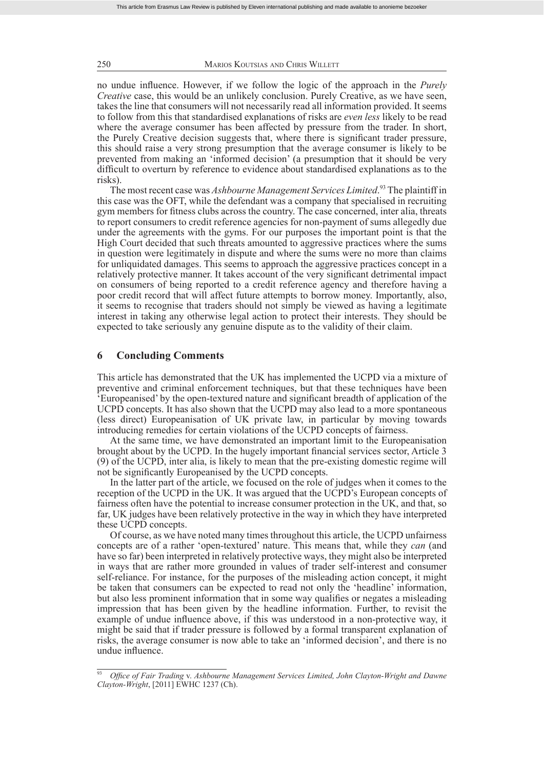no undue influence. However, if we follow the logic of the approach in the *Purely Creative* case, this would be an unlikely conclusion. Purely Creative, as we have seen, takes the line that consumers will not necessarily read all information provided. It seems to follow from this that standardised explanations of risks are *even less* likely to be read where the average consumer has been affected by pressure from the trader. In short, the Purely Creative decision suggests that, where there is significant trader pressure, this should raise a very strong presumption that the average consumer is likely to be prevented from making an 'informed decision' (a presumption that it should be very difficult to overturn by reference to evidence about standardised explanations as to the risks).

The most recent case was *Ashbourne Management Services Limited*.[93] The plaintiff in this case was the OFT, while the defendant was a company that specialised in recruiting gym members for fitness clubs across the country. The case concerned, inter alia, threats to report consumers to credit reference agencies for non-payment of sums allegedly due under the agreements with the gyms. For our purposes the important point is that the High Court decided that such threats amounted to aggressive practices where the sums in question were legitimately in dispute and where the sums were no more than claims for unliquidated damages. This seems to approach the aggressive practices concept in a relatively protective manner. It takes account of the very significant detrimental impact on consumers of being reported to a credit reference agency and therefore having a poor credit record that will affect future attempts to borrow money. Importantly, also, it seems to recognise that traders should not simply be viewed as having a legitimate interest in taking any otherwise legal action to protect their interests. They should be expected to take seriously any genuine dispute as to the validity of their claim.

## 6 Concluding Comments

This article has demonstrated that the UK has implemented the UCPD via a mixture of preventive and criminal enforcement techniques, but that these techniques have been 'Europeanised' by the open-textured nature and significant breadth of application of the UCPD concepts. It has also shown that the UCPD may also lead to a more spontaneous (less direct) Europeanisation of UK private law, in particular by moving towards introducing remedies for certain violations of the UCPD concepts of fairness.

At the same time, we have demonstrated an important limit to the Europeanisation brought about by the UCPD. In the hugely important financial services sector, Article 3 (9) of the UCPD, inter alia, is likely to mean that the pre-existing domestic regime will not be significantly Europeanised by the UCPD concepts.

In the latter part of the article, we focused on the role of judges when it comes to the reception of the UCPD in the UK. It was argued that the UCPD's European concepts of fairness often have the potential to increase consumer protection in the UK, and that, so far, UK judges have been relatively protective in the way in which they have interpreted these UCPD concepts.

Of course, as we have noted many times throughout this article, the UCPD unfairness concepts are of a rather 'open-textured' nature. This means that, while they *can* (and have so far) been interpreted in relatively protective ways, they might also be interpreted in ways that are rather more grounded in values of trader self-interest and consumer self-reliance. For instance, for the purposes of the misleading action concept, it might be taken that consumers can be expected to read not only the 'headline' information, but also less prominent information that in some way qualifies or negates a misleading impression that has been given by the headline information. Further, to revisit the example of undue influence above, if this was understood in a non-protective way, it might be said that if trader pressure is followed by a formal transparent explanation of risks, the average consumer is now able to take an 'informed decision', and there is no undue influence.

---

[93] *Office of Fair Trading* v. *Ashbourne Management Services Limited, John Clayton-Wright and Dawne Clayton-Wright*, [2011] EWHC 1237 (Ch).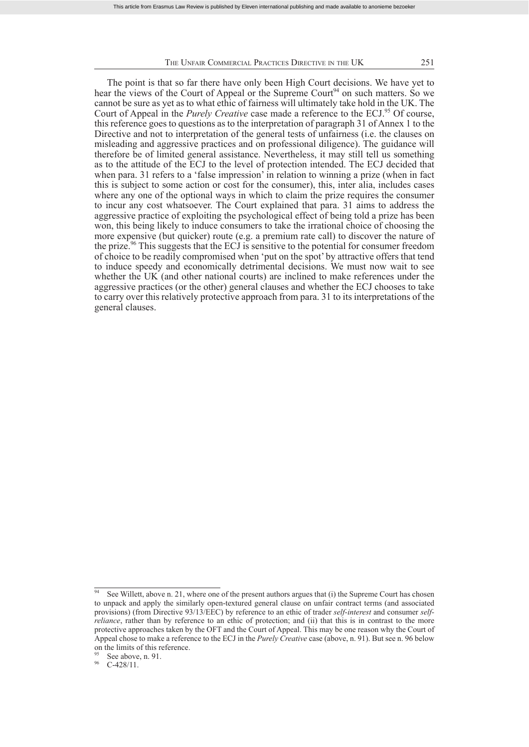The point is that so far there have only been High Court decisions. We have yet to hear the views of the Court of Appeal or the Supreme Court[94] on such matters. So we cannot be sure as yet as to what ethic of fairness will ultimately take hold in the UK. The Court of Appeal in the *Purely Creative* case made a reference to the ECJ.[95] Of course, this reference goes to questions as to the interpretation of paragraph 31 of Annex 1 to the Directive and not to interpretation of the general tests of unfairness (i.e. the clauses on misleading and aggressive practices and on professional diligence). The guidance will therefore be of limited general assistance. Nevertheless, it may still tell us something as to the attitude of the ECJ to the level of protection intended. The ECJ decided that when para. 31 refers to a 'false impression' in relation to winning a prize (when in fact this is subject to some action or cost for the consumer), this, inter alia, includes cases where any one of the optional ways in which to claim the prize requires the consumer to incur any cost whatsoever. The Court explained that para. 31 aims to address the aggressive practice of exploiting the psychological effect of being told a prize has been won, this being likely to induce consumers to take the irrational choice of choosing the more expensive (but quicker) route (e.g. a premium rate call) to discover the nature of the prize.[96] This suggests that the ECJ is sensitive to the potential for consumer freedom of choice to be readily compromised when 'put on the spot' by attractive offers that tend to induce speedy and economically detrimental decisions. We must now wait to see whether the UK (and other national courts) are inclined to make references under the aggressive practices (or the other) general clauses and whether the ECJ chooses to take to carry over this relatively protective approach from para. 31 to its interpretations of the general clauses.

---

[94] See Willett, above n. 21, where one of the present authors argues that (i) the Supreme Court has chosen to unpack and apply the similarly open-textured general clause on unfair contract terms (and associated provisions) (from Directive 93/13/EEC) by reference to an ethic of trader *self-interest* and consumer *self-reliance*, rather than by reference to an ethic of protection; and (ii) that this is in contrast to the more protective approaches taken by the OFT and the Court of Appeal. This may be one reason why the Court of Appeal chose to make a reference to the ECJ in the *Purely Creative* case (above, n. 91). But see n. 96 below on the limits of this reference.

[95] See above, n. 91.

[96] C-428/11.